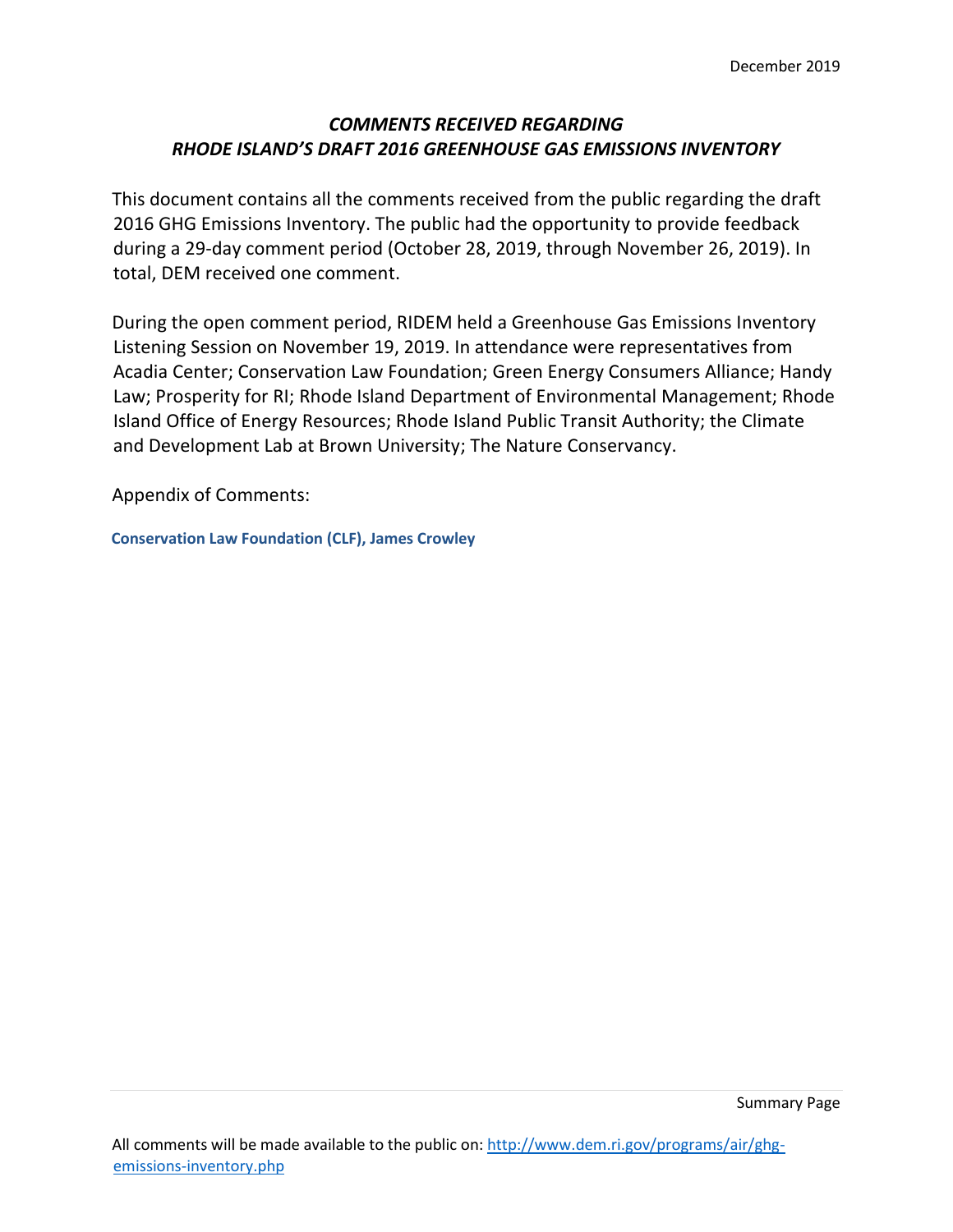December 2019

# *COMMENTS RECEIVED REGARDING RHODE ISLAND'S DRAFT 2016 GREENHOUSE GAS EMISSIONS INVENTORY*

This document contains all the comments received from the public regarding the draft 2016 GHG Emissions Inventory. The public had the opportunity to provide feedback during a 29-day comment period (October 28, 2019, through November 26, 2019). In total, DEM received one comment.

During the open comment period, RIDEM held a Greenhouse Gas Emissions Inventory Listening Session on November 19, 2019. In attendance were representatives from Acadia Center; Conservation Law Foundation; Green Energy Consumers Alliance; Handy Law; Prosperity for RI; Rhode Island Department of Environmental Management; Rhode Island Office of Energy Resources; Rhode Island Public Transit Authority; the Climate and Development Lab at Brown University; The Nature Conservancy.

Appendix of Comments:

**Conservation Law Foundation (CLF), James Crowley**

Summary Page

All comments will be made available to the public on: [http://www.dem.ri.gov/programs/air/ghg-emissions-inventory.php](http://www.dem.ri.gov/programs/air/ghg-emissions-inventory.php)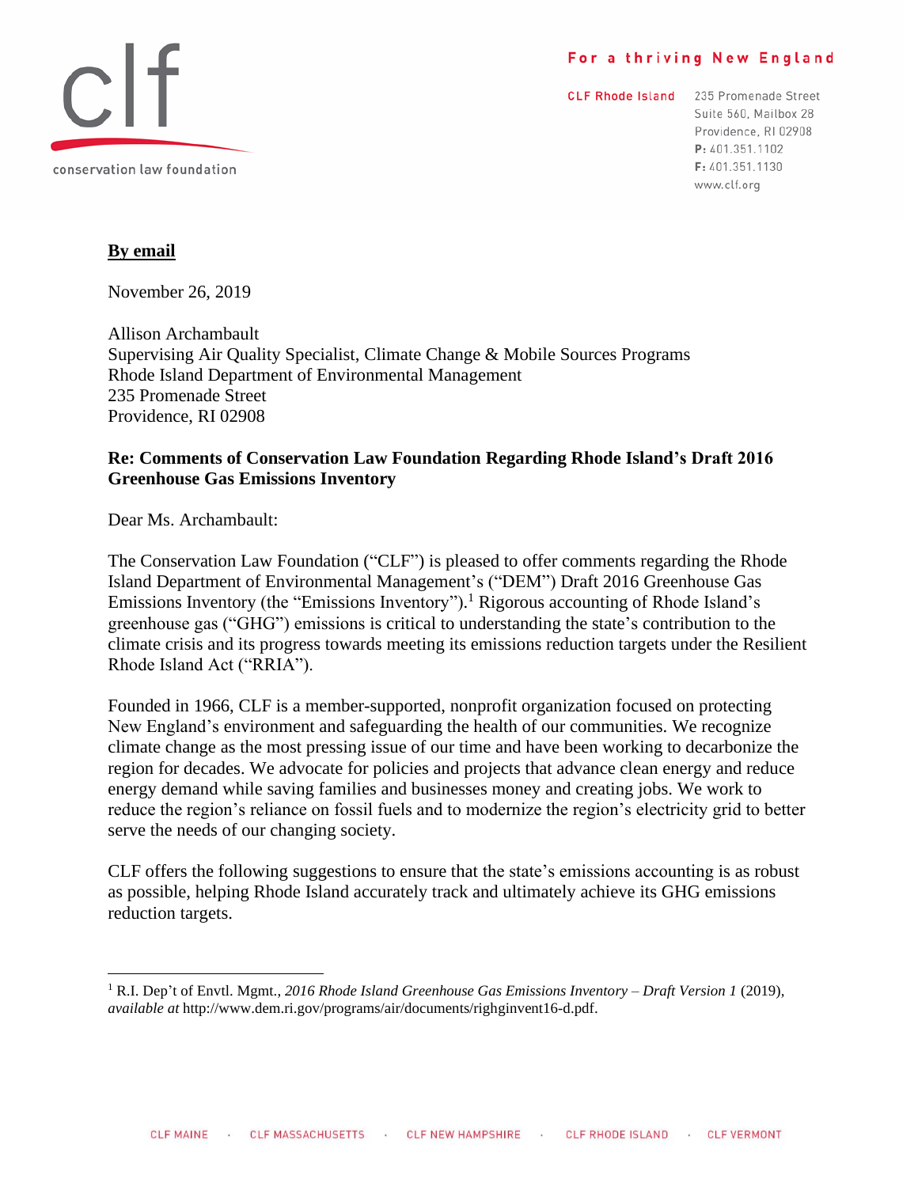**By email**

November 26, 2019

Allison Archambault
Supervising Air Quality Specialist, Climate Change & Mobile Sources Programs
Rhode Island Department of Environmental Management
235 Promenade Street
Providence, RI 02908

**Re: Comments of Conservation Law Foundation Regarding Rhode Island's Draft 2016 Greenhouse Gas Emissions Inventory**

Dear Ms. Archambault:

The Conservation Law Foundation ("CLF") is pleased to offer comments regarding the Rhode Island Department of Environmental Management's ("DEM") Draft 2016 Greenhouse Gas Emissions Inventory (the "Emissions Inventory").[1] Rigorous accounting of Rhode Island's greenhouse gas ("GHG") emissions is critical to understanding the state's contribution to the climate crisis and its progress towards meeting its emissions reduction targets under the Resilient Rhode Island Act ("RRIA").

Founded in 1966, CLF is a member-supported, nonprofit organization focused on protecting New England's environment and safeguarding the health of our communities. We recognize climate change as the most pressing issue of our time and have been working to decarbonize the region for decades. We advocate for policies and projects that advance clean energy and reduce energy demand while saving families and businesses money and creating jobs. We work to reduce the region's reliance on fossil fuels and to modernize the region's electricity grid to better serve the needs of our changing society.

CLF offers the following suggestions to ensure that the state's emissions accounting is as robust as possible, helping Rhode Island accurately track and ultimately achieve its GHG emissions reduction targets.

---

[1] R.I. Dep't of Envtl. Mgmt., *2016 Rhode Island Greenhouse Gas Emissions Inventory – Draft Version 1* (2019), *available at* http://www.dem.ri.gov/programs/air/documents/righginvent16-d.pdf.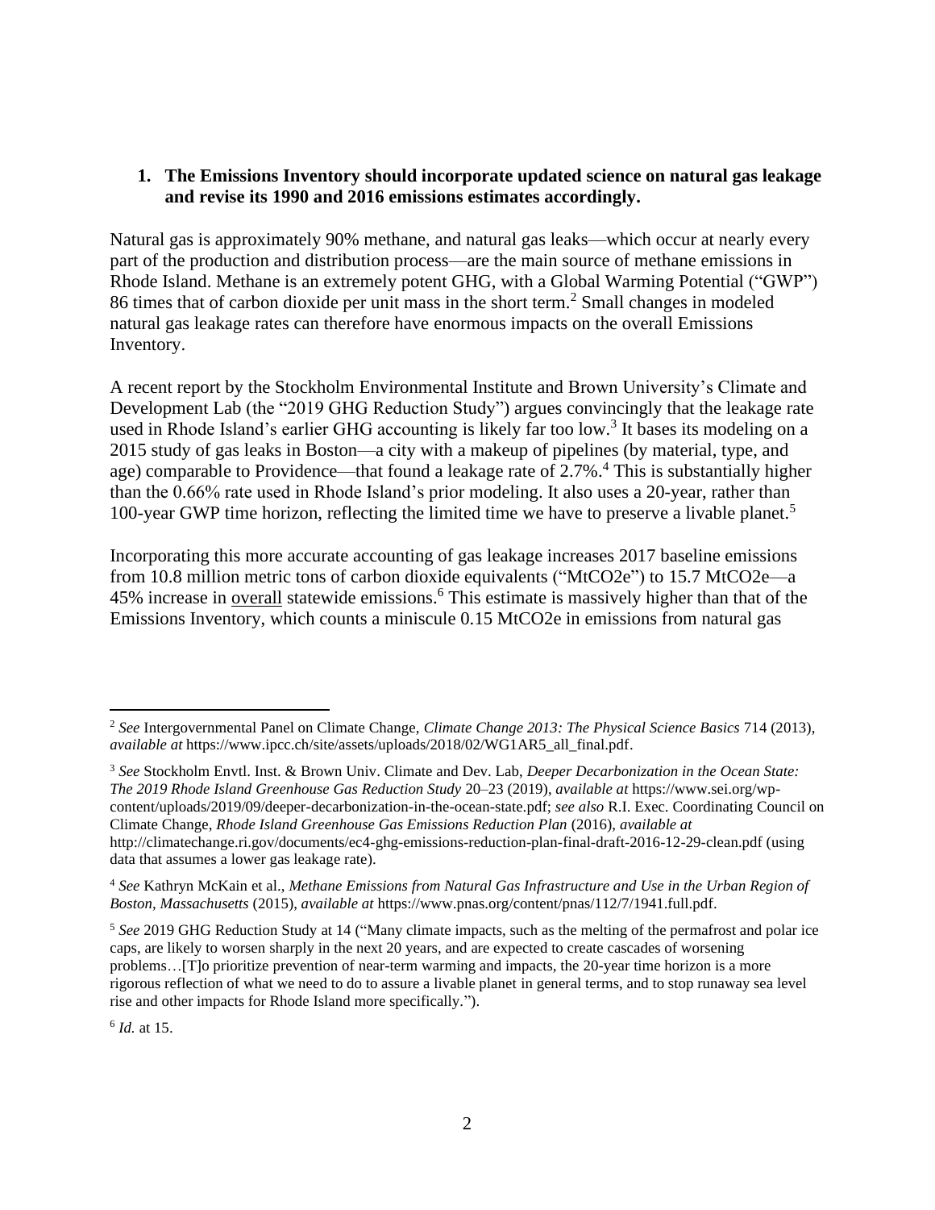**1. The Emissions Inventory should incorporate updated science on natural gas leakage and revise its 1990 and 2016 emissions estimates accordingly.**

Natural gas is approximately 90% methane, and natural gas leaks—which occur at nearly every part of the production and distribution process—are the main source of methane emissions in Rhode Island. Methane is an extremely potent GHG, with a Global Warming Potential ("GWP") 86 times that of carbon dioxide per unit mass in the short term.[2] Small changes in modeled natural gas leakage rates can therefore have enormous impacts on the overall Emissions Inventory.

A recent report by the Stockholm Environmental Institute and Brown University's Climate and Development Lab (the "2019 GHG Reduction Study") argues convincingly that the leakage rate used in Rhode Island's earlier GHG accounting is likely far too low.[3] It bases its modeling on a 2015 study of gas leaks in Boston—a city with a makeup of pipelines (by material, type, and age) comparable to Providence—that found a leakage rate of 2.7%.[4] This is substantially higher than the 0.66% rate used in Rhode Island's prior modeling. It also uses a 20-year, rather than 100-year GWP time horizon, reflecting the limited time we have to preserve a livable planet.[5]

Incorporating this more accurate accounting of gas leakage increases 2017 baseline emissions from 10.8 million metric tons of carbon dioxide equivalents ("MtCO2e") to 15.7 MtCO2e—a 45% increase in <u>overall</u> statewide emissions.[6] This estimate is massively higher than that of the Emissions Inventory, which counts a miniscule 0.15 MtCO2e in emissions from natural gas

---

[2] *See* Intergovernmental Panel on Climate Change, *Climate Change 2013: The Physical Science Basics* 714 (2013), *available at* https://www.ipcc.ch/site/assets/uploads/2018/02/WG1AR5_all_final.pdf.

[3] *See* Stockholm Envtl. Inst. & Brown Univ. Climate and Dev. Lab, *Deeper Decarbonization in the Ocean State: The 2019 Rhode Island Greenhouse Gas Reduction Study* 20–23 (2019), *available at* https://www.sei.org/wp-content/uploads/2019/09/deeper-decarbonization-in-the-ocean-state.pdf; *see also* R.I. Exec. Coordinating Council on Climate Change, *Rhode Island Greenhouse Gas Emissions Reduction Plan* (2016), *available at* http://climatechange.ri.gov/documents/ec4-ghg-emissions-reduction-plan-final-draft-2016-12-29-clean.pdf (using data that assumes a lower gas leakage rate).

[4] *See* Kathryn McKain et al., *Methane Emissions from Natural Gas Infrastructure and Use in the Urban Region of Boston, Massachusetts* (2015), *available at* https://www.pnas.org/content/pnas/112/7/1941.full.pdf.

[5] *See* 2019 GHG Reduction Study at 14 ("Many climate impacts, such as the melting of the permafrost and polar ice caps, are likely to worsen sharply in the next 20 years, and are expected to create cascades of worsening problems…[T]o prioritize prevention of near-term warming and impacts, the 20-year time horizon is a more rigorous reflection of what we need to do to assure a livable planet in general terms, and to stop runaway sea level rise and other impacts for Rhode Island more specifically.").

[6] *Id.* at 15.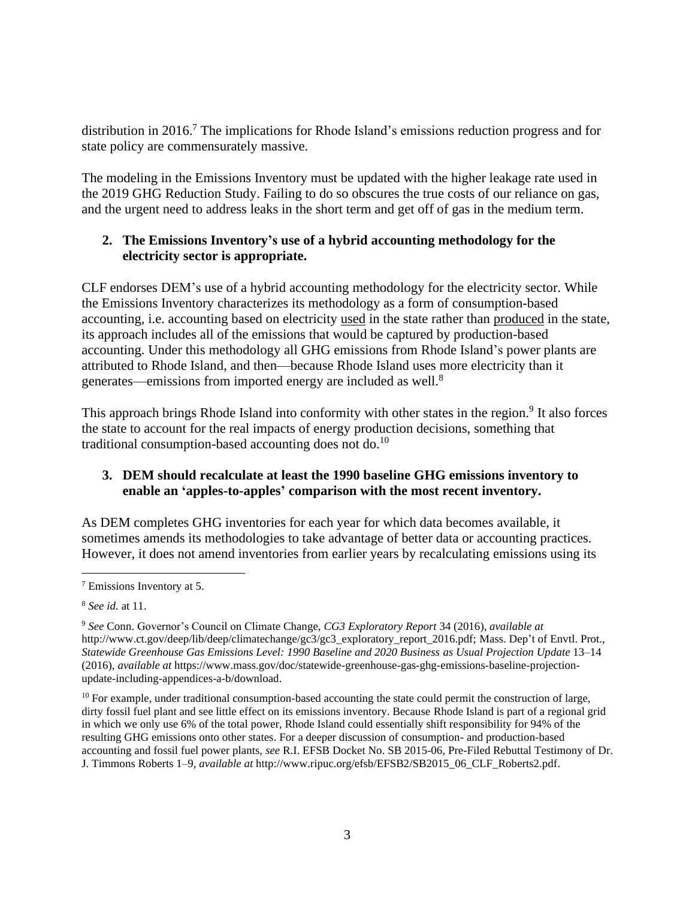distribution in 2016.[7] The implications for Rhode Island's emissions reduction progress and for state policy are commensurately massive.

The modeling in the Emissions Inventory must be updated with the higher leakage rate used in the 2019 GHG Reduction Study. Failing to do so obscures the true costs of our reliance on gas, and the urgent need to address leaks in the short term and get off of gas in the medium term.

### 2. The Emissions Inventory's use of a hybrid accounting methodology for the electricity sector is appropriate.

CLF endorses DEM's use of a hybrid accounting methodology for the electricity sector. While the Emissions Inventory characterizes its methodology as a form of consumption-based accounting, i.e. accounting based on electricity used in the state rather than produced in the state, its approach includes all of the emissions that would be captured by production-based accounting. Under this methodology all GHG emissions from Rhode Island's power plants are attributed to Rhode Island, and then—because Rhode Island uses more electricity than it generates—emissions from imported energy are included as well.[8]

This approach brings Rhode Island into conformity with other states in the region.[9] It also forces the state to account for the real impacts of energy production decisions, something that traditional consumption-based accounting does not do.[10]

### 3. DEM should recalculate at least the 1990 baseline GHG emissions inventory to enable an 'apples-to-apples' comparison with the most recent inventory.

As DEM completes GHG inventories for each year for which data becomes available, it sometimes amends its methodologies to take advantage of better data or accounting practices. However, it does not amend inventories from earlier years by recalculating emissions using its

---

[7] Emissions Inventory at 5.

[8] *See id.* at 11.

[9] *See* Conn. Governor's Council on Climate Change, *CG3 Exploratory Report* 34 (2016), *available at* http://www.ct.gov/deep/lib/deep/climatechange/gc3/gc3_exploratory_report_2016.pdf; Mass. Dep't of Envtl. Prot., *Statewide Greenhouse Gas Emissions Level: 1990 Baseline and 2020 Business as Usual Projection Update* 13–14 (2016), *available at* https://www.mass.gov/doc/statewide-greenhouse-gas-ghg-emissions-baseline-projection-update-including-appendices-a-b/download.

[10] For example, under traditional consumption-based accounting the state could permit the construction of large, dirty fossil fuel plant and see little effect on its emissions inventory. Because Rhode Island is part of a regional grid in which we only use 6% of the total power, Rhode Island could essentially shift responsibility for 94% of the resulting GHG emissions onto other states. For a deeper discussion of consumption- and production-based accounting and fossil fuel power plants, *see* R.I. EFSB Docket No. SB 2015-06, Pre-Filed Rebuttal Testimony of Dr. J. Timmons Roberts 1–9, *available at* http://www.ripuc.org/efsb/EFSB2/SB2015_06_CLF_Roberts2.pdf.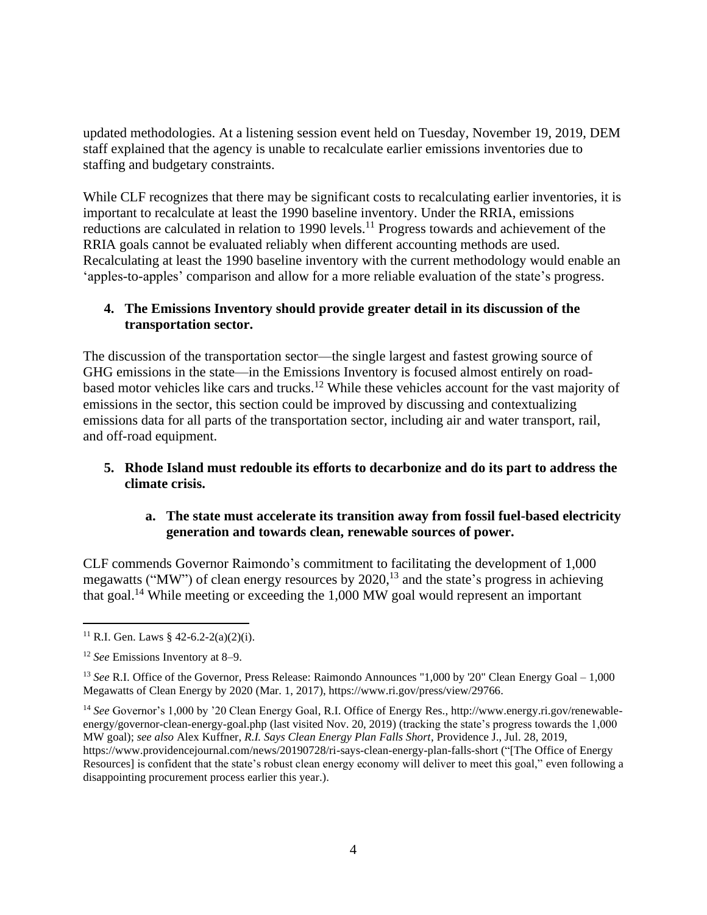updated methodologies. At a listening session event held on Tuesday, November 19, 2019, DEM staff explained that the agency is unable to recalculate earlier emissions inventories due to staffing and budgetary constraints.

While CLF recognizes that there may be significant costs to recalculating earlier inventories, it is important to recalculate at least the 1990 baseline inventory. Under the RRIA, emissions reductions are calculated in relation to 1990 levels.[11] Progress towards and achievement of the RRIA goals cannot be evaluated reliably when different accounting methods are used. Recalculating at least the 1990 baseline inventory with the current methodology would enable an 'apples-to-apples' comparison and allow for a more reliable evaluation of the state's progress.

**4. The Emissions Inventory should provide greater detail in its discussion of the transportation sector.**

The discussion of the transportation sector—the single largest and fastest growing source of GHG emissions in the state—in the Emissions Inventory is focused almost entirely on road-based motor vehicles like cars and trucks.[12] While these vehicles account for the vast majority of emissions in the sector, this section could be improved by discussing and contextualizing emissions data for all parts of the transportation sector, including air and water transport, rail, and off-road equipment.

**5. Rhode Island must redouble its efforts to decarbonize and do its part to address the climate crisis.**

**a. The state must accelerate its transition away from fossil fuel-based electricity generation and towards clean, renewable sources of power.**

CLF commends Governor Raimondo's commitment to facilitating the development of 1,000 megawatts ("MW") of clean energy resources by 2020,[13] and the state's progress in achieving that goal.[14] While meeting or exceeding the 1,000 MW goal would represent an important

---

[11] R.I. Gen. Laws § 42-6.2-2(a)(2)(i).

[12] *See* Emissions Inventory at 8–9.

[13] *See* R.I. Office of the Governor, Press Release: Raimondo Announces "1,000 by '20" Clean Energy Goal – 1,000 Megawatts of Clean Energy by 2020 (Mar. 1, 2017), https://www.ri.gov/press/view/29766.

[14] *See* Governor's 1,000 by '20 Clean Energy Goal, R.I. Office of Energy Res., http://www.energy.ri.gov/renewable-energy/governor-clean-energy-goal.php (last visited Nov. 20, 2019) (tracking the state's progress towards the 1,000 MW goal); *see also* Alex Kuffner, *R.I. Says Clean Energy Plan Falls Short*, Providence J., Jul. 28, 2019, https://www.providencejournal.com/news/20190728/ri-says-clean-energy-plan-falls-short ("[The Office of Energy Resources] is confident that the state's robust clean energy economy will deliver to meet this goal," even following a disappointing procurement process earlier this year.).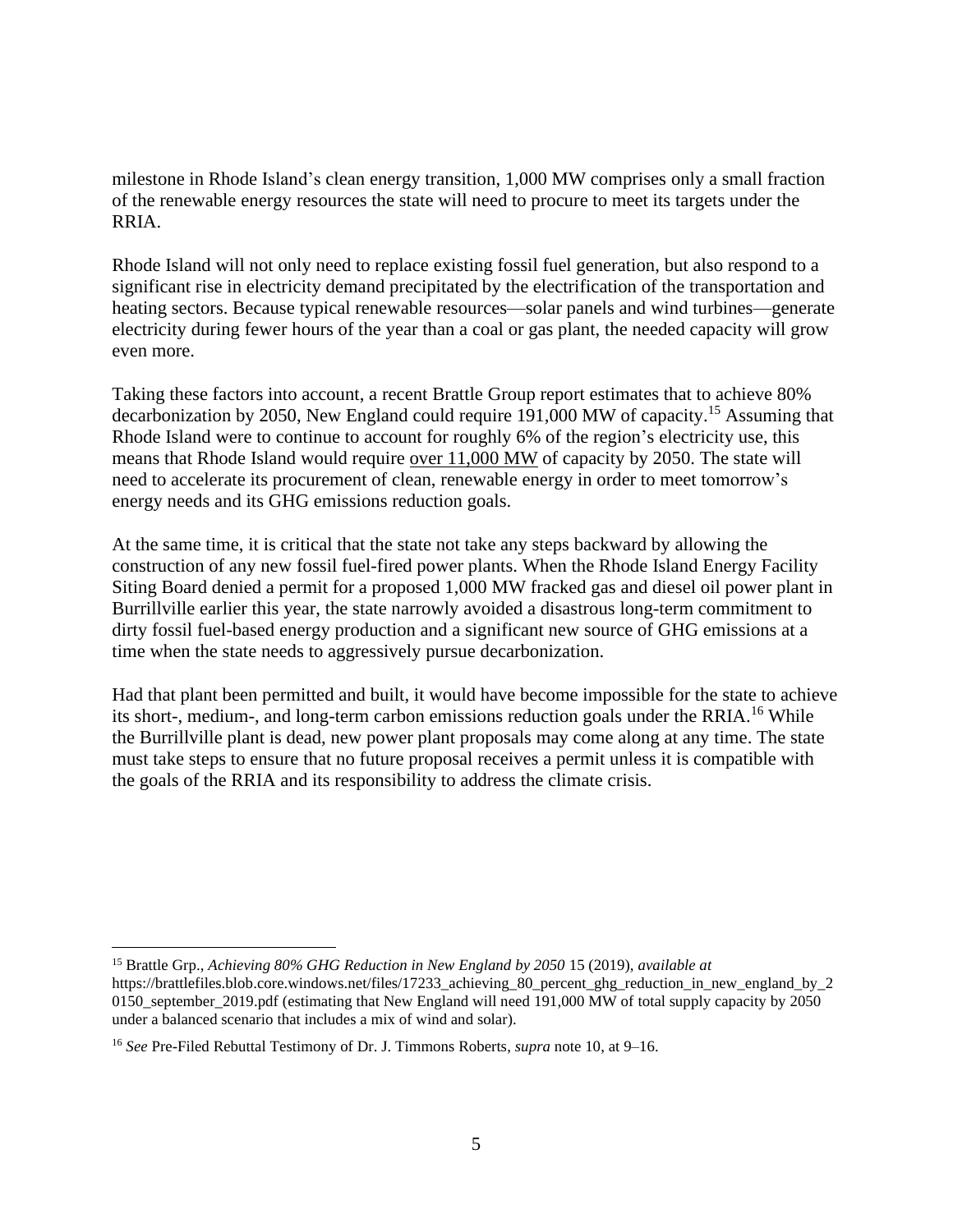milestone in Rhode Island's clean energy transition, 1,000 MW comprises only a small fraction of the renewable energy resources the state will need to procure to meet its targets under the RRIA.

Rhode Island will not only need to replace existing fossil fuel generation, but also respond to a significant rise in electricity demand precipitated by the electrification of the transportation and heating sectors. Because typical renewable resources—solar panels and wind turbines—generate electricity during fewer hours of the year than a coal or gas plant, the needed capacity will grow even more.

Taking these factors into account, a recent Brattle Group report estimates that to achieve 80% decarbonization by 2050, New England could require 191,000 MW of capacity.[15] Assuming that Rhode Island were to continue to account for roughly 6% of the region's electricity use, this means that Rhode Island would require <u>over 11,000 MW</u> of capacity by 2050. The state will need to accelerate its procurement of clean, renewable energy in order to meet tomorrow's energy needs and its GHG emissions reduction goals.

At the same time, it is critical that the state not take any steps backward by allowing the construction of any new fossil fuel-fired power plants. When the Rhode Island Energy Facility Siting Board denied a permit for a proposed 1,000 MW fracked gas and diesel oil power plant in Burrillville earlier this year, the state narrowly avoided a disastrous long-term commitment to dirty fossil fuel-based energy production and a significant new source of GHG emissions at a time when the state needs to aggressively pursue decarbonization.

Had that plant been permitted and built, it would have become impossible for the state to achieve its short-, medium-, and long-term carbon emissions reduction goals under the RRIA.[16] While the Burrillville plant is dead, new power plant proposals may come along at any time. The state must take steps to ensure that no future proposal receives a permit unless it is compatible with the goals of the RRIA and its responsibility to address the climate crisis.

---

[15] Brattle Grp., *Achieving 80% GHG Reduction in New England by 2050* 15 (2019), *available at* https://brattlefiles.blob.core.windows.net/files/17233_achieving_80_percent_ghg_reduction_in_new_england_by_20150_september_2019.pdf (estimating that New England will need 191,000 MW of total supply capacity by 2050 under a balanced scenario that includes a mix of wind and solar).

[16] *See* Pre-Filed Rebuttal Testimony of Dr. J. Timmons Roberts, *supra* note 10, at 9–16.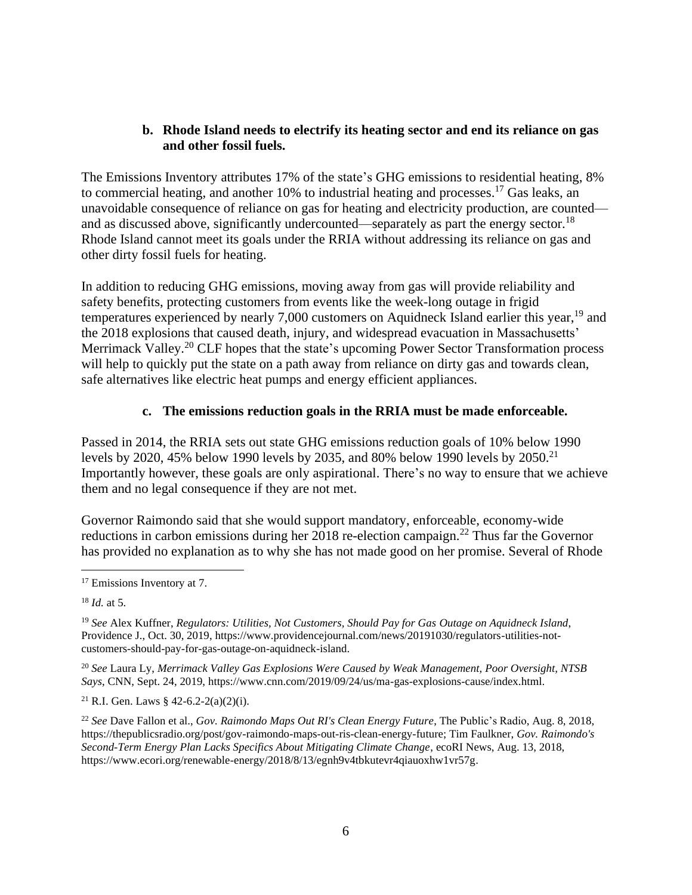### b. Rhode Island needs to electrify its heating sector and end its reliance on gas and other fossil fuels.

The Emissions Inventory attributes 17% of the state's GHG emissions to residential heating, 8% to commercial heating, and another 10% to industrial heating and processes.[17] Gas leaks, an unavoidable consequence of reliance on gas for heating and electricity production, are counted—and as discussed above, significantly undercounted—separately as part the energy sector.[18] Rhode Island cannot meet its goals under the RRIA without addressing its reliance on gas and other dirty fossil fuels for heating.

In addition to reducing GHG emissions, moving away from gas will provide reliability and safety benefits, protecting customers from events like the week-long outage in frigid temperatures experienced by nearly 7,000 customers on Aquidneck Island earlier this year,[19] and the 2018 explosions that caused death, injury, and widespread evacuation in Massachusetts' Merrimack Valley.[20] CLF hopes that the state's upcoming Power Sector Transformation process will help to quickly put the state on a path away from reliance on dirty gas and towards clean, safe alternatives like electric heat pumps and energy efficient appliances.

### c. The emissions reduction goals in the RRIA must be made enforceable.

Passed in 2014, the RRIA sets out state GHG emissions reduction goals of 10% below 1990 levels by 2020, 45% below 1990 levels by 2035, and 80% below 1990 levels by 2050.[21] Importantly however, these goals are only aspirational. There's no way to ensure that we achieve them and no legal consequence if they are not met.

Governor Raimondo said that she would support mandatory, enforceable, economy-wide reductions in carbon emissions during her 2018 re-election campaign.[22] Thus far the Governor has provided no explanation as to why she has not made good on her promise. Several of Rhode

---

[17] Emissions Inventory at 7.

[18] *Id.* at 5.

[19] *See* Alex Kuffner, *Regulators: Utilities, Not Customers, Should Pay for Gas Outage on Aquidneck Island*, Providence J., Oct. 30, 2019, https://www.providencejournal.com/news/20191030/regulators-utilities-not-customers-should-pay-for-gas-outage-on-aquidneck-island.

[20] *See* Laura Ly, *Merrimack Valley Gas Explosions Were Caused by Weak Management, Poor Oversight, NTSB Says*, CNN, Sept. 24, 2019, https://www.cnn.com/2019/09/24/us/ma-gas-explosions-cause/index.html.

[21] R.I. Gen. Laws § 42-6.2-2(a)(2)(i).

[22] *See* Dave Fallon et al., *Gov. Raimondo Maps Out RI's Clean Energy Future*, The Public's Radio, Aug. 8, 2018, https://thepublicsradio.org/post/gov-raimondo-maps-out-ris-clean-energy-future; Tim Faulkner, *Gov. Raimondo's Second-Term Energy Plan Lacks Specifics About Mitigating Climate Change*, ecoRI News, Aug. 13, 2018, https://www.ecori.org/renewable-energy/2018/8/13/egnh9v4tbkutevr4qiauoxhw1vr57g.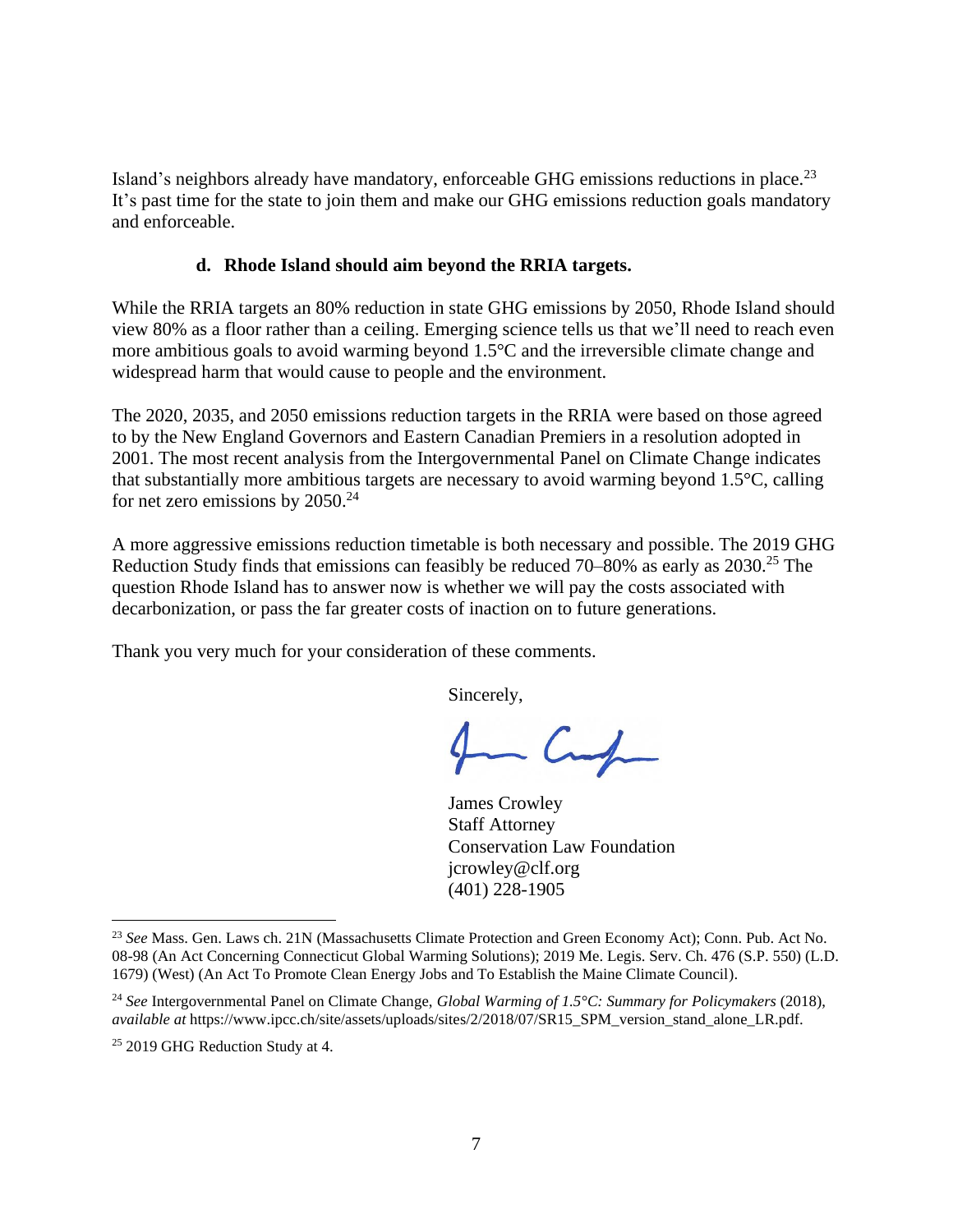Island's neighbors already have mandatory, enforceable GHG emissions reductions in place.[23] It's past time for the state to join them and make our GHG emissions reduction goals mandatory and enforceable.

### d. Rhode Island should aim beyond the RRIA targets.

While the RRIA targets an 80% reduction in state GHG emissions by 2050, Rhode Island should view 80% as a floor rather than a ceiling. Emerging science tells us that we'll need to reach even more ambitious goals to avoid warming beyond 1.5°C and the irreversible climate change and widespread harm that would cause to people and the environment.

The 2020, 2035, and 2050 emissions reduction targets in the RRIA were based on those agreed to by the New England Governors and Eastern Canadian Premiers in a resolution adopted in 2001. The most recent analysis from the Intergovernmental Panel on Climate Change indicates that substantially more ambitious targets are necessary to avoid warming beyond 1.5°C, calling for net zero emissions by 2050.[24]

A more aggressive emissions reduction timetable is both necessary and possible. The 2019 GHG Reduction Study finds that emissions can feasibly be reduced 70–80% as early as 2030.[25] The question Rhode Island has to answer now is whether we will pay the costs associated with decarbonization, or pass the far greater costs of inaction on to future generations.

Thank you very much for your consideration of these comments.

Sincerely,

James Crowley
Staff Attorney
Conservation Law Foundation
jcrowley@clf.org
(401) 228-1905

---

[23] *See* Mass. Gen. Laws ch. 21N (Massachusetts Climate Protection and Green Economy Act); Conn. Pub. Act No. 08-98 (An Act Concerning Connecticut Global Warming Solutions); 2019 Me. Legis. Serv. Ch. 476 (S.P. 550) (L.D. 1679) (West) (An Act To Promote Clean Energy Jobs and To Establish the Maine Climate Council).

[24] *See* Intergovernmental Panel on Climate Change, *Global Warming of 1.5°C: Summary for Policymakers* (2018), *available at* https://www.ipcc.ch/site/assets/uploads/sites/2/2018/07/SR15_SPM_version_stand_alone_LR.pdf.

[25] 2019 GHG Reduction Study at 4.